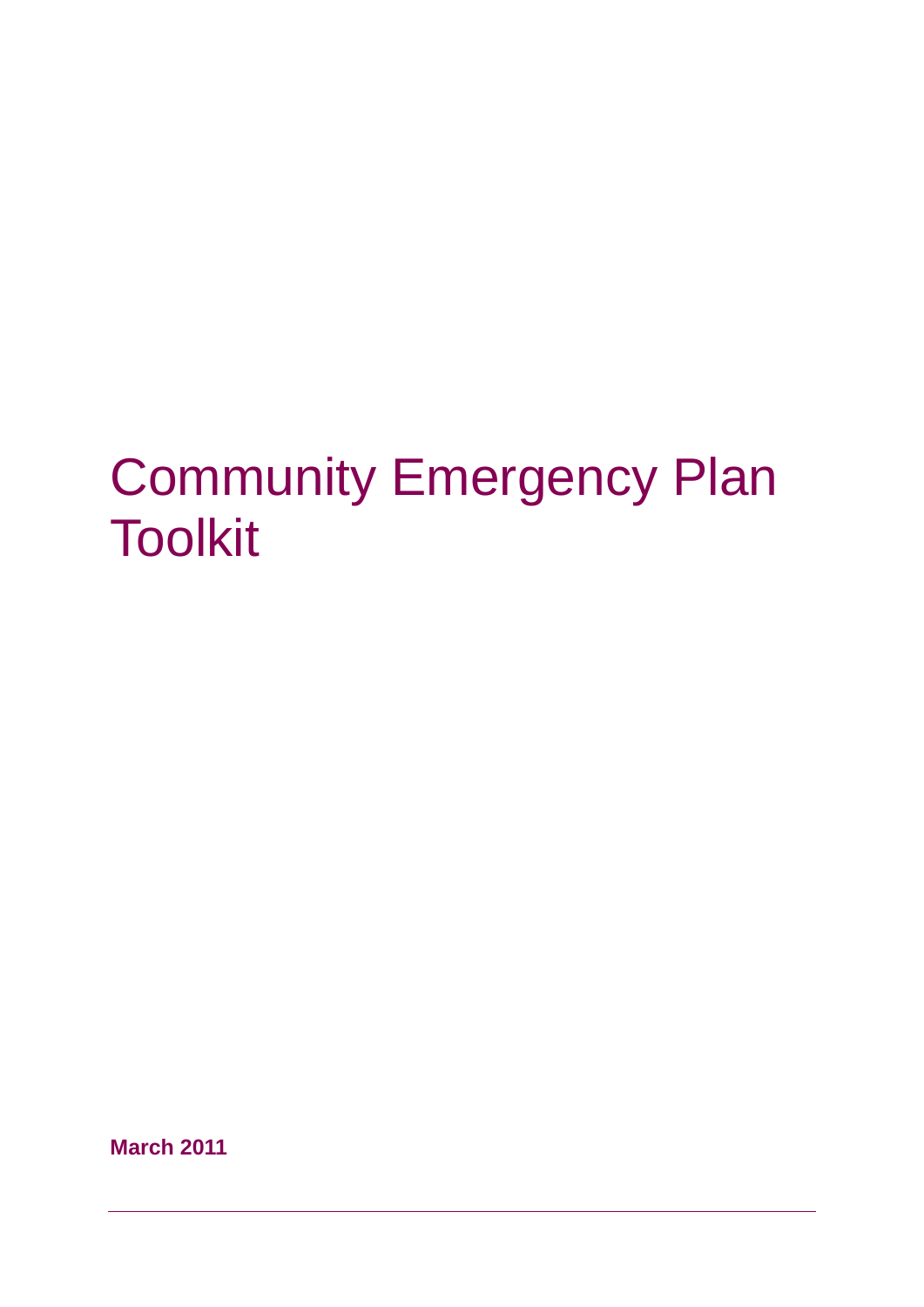# Community Emergency Plan Toolkit

**March 2011**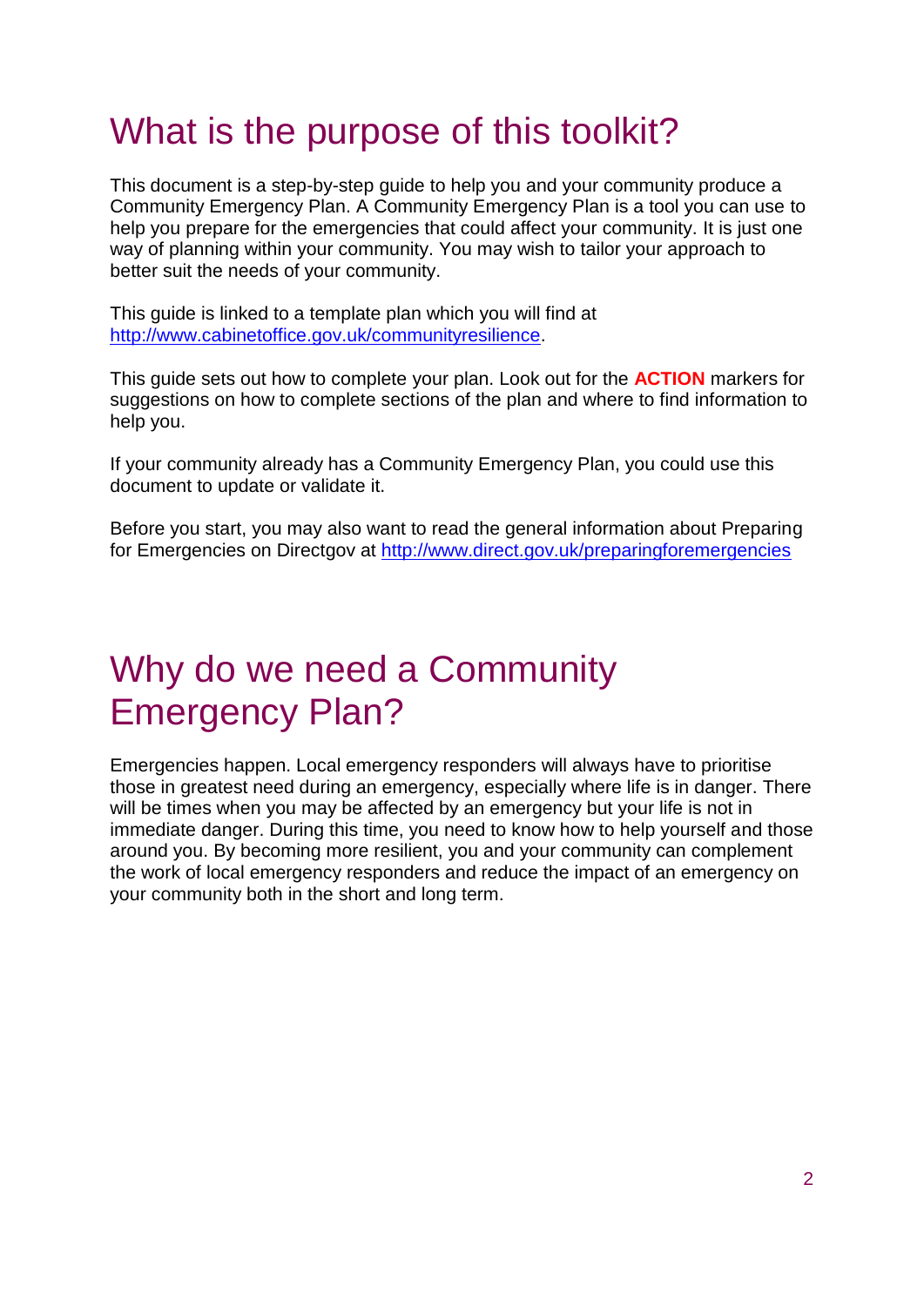# What is the purpose of this toolkit?

This document is a step-by-step guide to help you and your community produce a Community Emergency Plan. A Community Emergency Plan is a tool you can use to help you prepare for the emergencies that could affect your community. It is just one way of planning within your community. You may wish to tailor your approach to better suit the needs of your community.

This guide is linked to a template plan which you will find at http://www.cabinetoffice.gov.uk/communityresilience.

This guide sets out how to complete your plan. Look out for the **ACTION** markers for suggestions on how to complete sections of the plan and where to find information to help you.

If your community already has a Community Emergency Plan, you could use this document to update or validate it.

Before you start, you may also want to read the general information about Preparing for Emergencies on Directgov at http://www.direct.gov.uk/preparingforemergencies

# Why do we need a Community Emergency Plan?

Emergencies happen. Local emergency responders will always have to prioritise those in greatest need during an emergency, especially where life is in danger. There will be times when you may be affected by an emergency but your life is not in immediate danger. During this time, you need to know how to help yourself and those around you. By becoming more resilient, you and your community can complement the work of local emergency responders and reduce the impact of an emergency on your community both in the short and long term.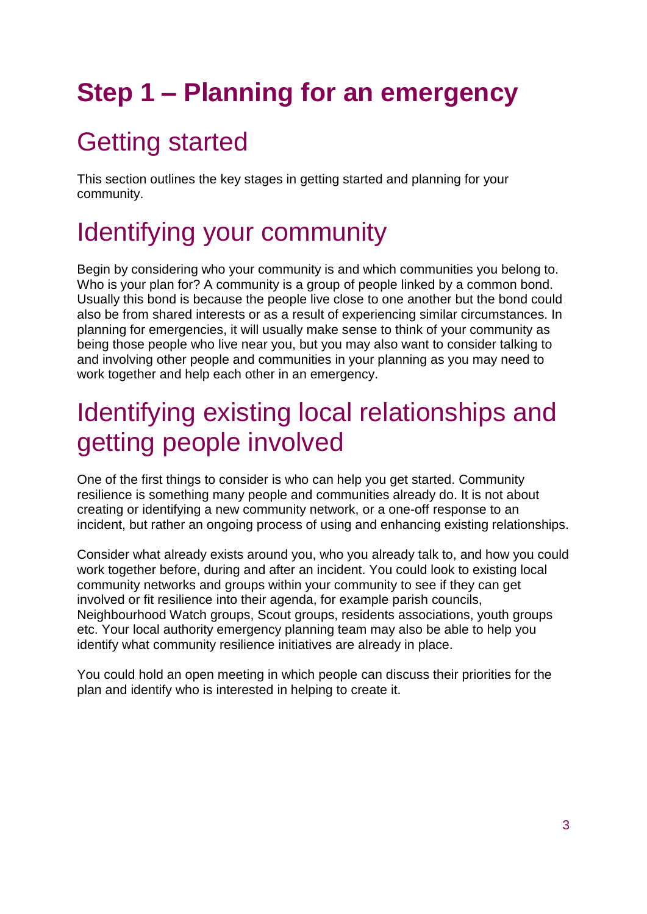# Step 1 – Planning for an emergency

## Getting started

This section outlines the key stages in getting started and planning for your community.

## Identifying your community

Begin by considering who your community is and which communities you belong to. Who is your plan for? A community is a group of people linked by a common bond. Usually this bond is because the people live close to one another but the bond could also be from shared interests or as a result of experiencing similar circumstances. In planning for emergencies, it will usually make sense to think of your community as being those people who live near you, but you may also want to consider talking to and involving other people and communities in your planning as you may need to work together and help each other in an emergency.

## Identifying existing local relationships and getting people involved

One of the first things to consider is who can help you get started. Community resilience is something many people and communities already do. It is not about creating or identifying a new community network, or a one-off response to an incident, but rather an ongoing process of using and enhancing existing relationships.

Consider what already exists around you, who you already talk to, and how you could work together before, during and after an incident. You could look to existing local community networks and groups within your community to see if they can get involved or fit resilience into their agenda, for example parish councils, Neighbourhood Watch groups, Scout groups, residents associations, youth groups etc. Your local authority emergency planning team may also be able to help you identify what community resilience initiatives are already in place.

You could hold an open meeting in which people can discuss their priorities for the plan and identify who is interested in helping to create it.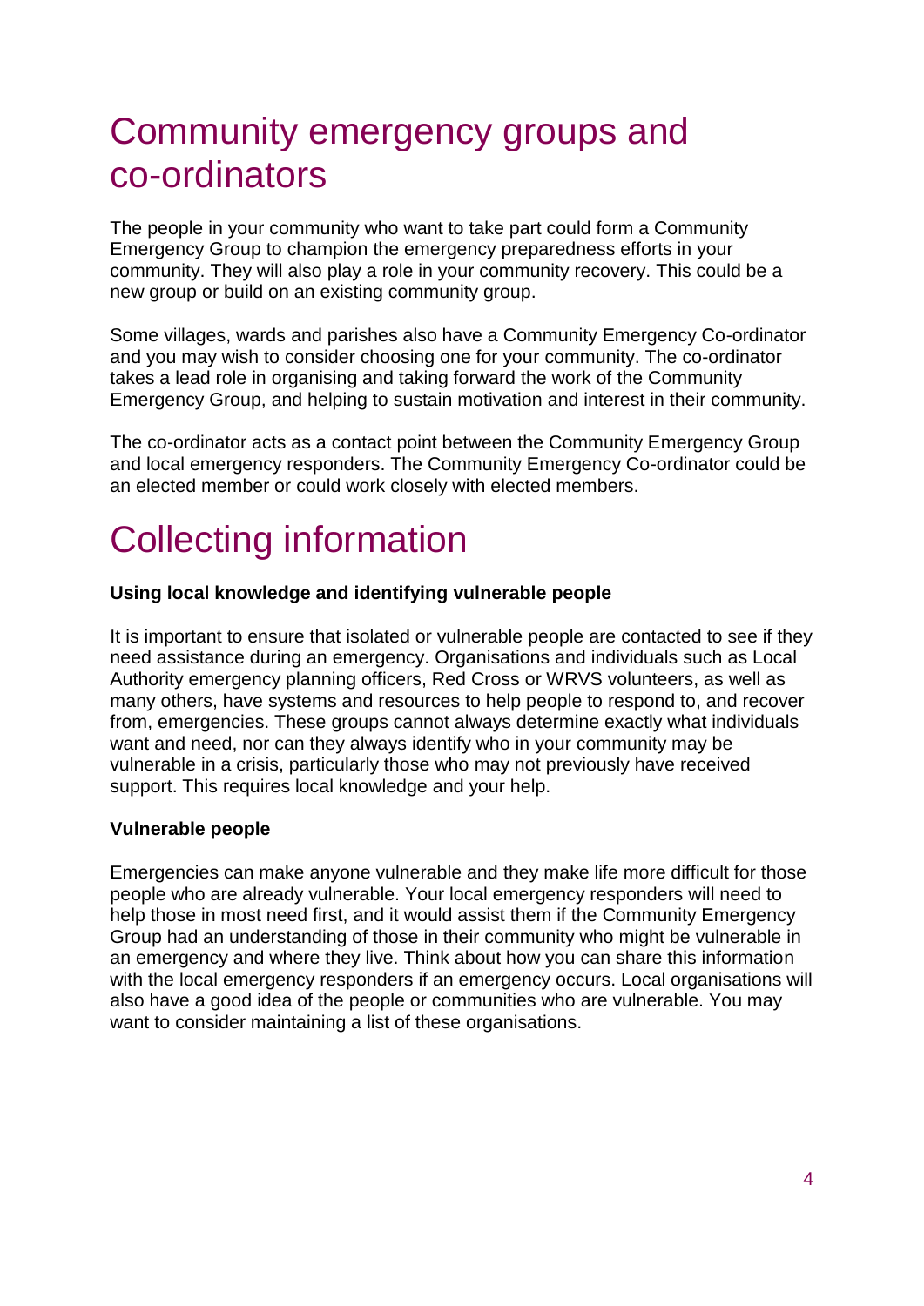# Community emergency groups and co-ordinators

The people in your community who want to take part could form a Community Emergency Group to champion the emergency preparedness efforts in your community. They will also play a role in your community recovery. This could be a new group or build on an existing community group.

Some villages, wards and parishes also have a Community Emergency Co-ordinator and you may wish to consider choosing one for your community. The co-ordinator takes a lead role in organising and taking forward the work of the Community Emergency Group, and helping to sustain motivation and interest in their community.

The co-ordinator acts as a contact point between the Community Emergency Group and local emergency responders. The Community Emergency Co-ordinator could be an elected member or could work closely with elected members.

# Collecting information

**Using local knowledge and identifying vulnerable people**

It is important to ensure that isolated or vulnerable people are contacted to see if they need assistance during an emergency. Organisations and individuals such as Local Authority emergency planning officers, Red Cross or WRVS volunteers, as well as many others, have systems and resources to help people to respond to, and recover from, emergencies. These groups cannot always determine exactly what individuals want and need, nor can they always identify who in your community may be vulnerable in a crisis, particularly those who may not previously have received support. This requires local knowledge and your help.

**Vulnerable people**

Emergencies can make anyone vulnerable and they make life more difficult for those people who are already vulnerable. Your local emergency responders will need to help those in most need first, and it would assist them if the Community Emergency Group had an understanding of those in their community who might be vulnerable in an emergency and where they live. Think about how you can share this information with the local emergency responders if an emergency occurs. Local organisations will also have a good idea of the people or communities who are vulnerable. You may want to consider maintaining a list of these organisations.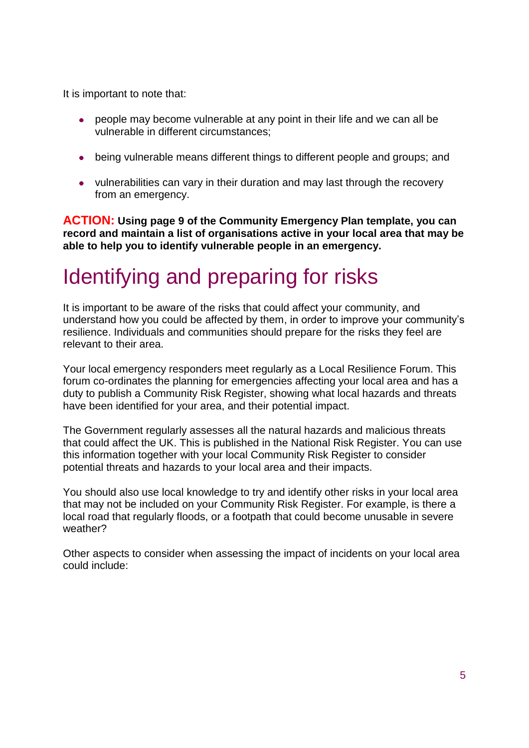It is important to note that:

- people may become vulnerable at any point in their life and we can all be vulnerable in different circumstances;
- being vulnerable means different things to different people and groups; and
- vulnerabilities can vary in their duration and may last through the recovery from an emergency.

**ACTION: Using page 9 of the Community Emergency Plan template, you can record and maintain a list of organisations active in your local area that may be able to help you to identify vulnerable people in an emergency.**

# Identifying and preparing for risks

It is important to be aware of the risks that could affect your community, and understand how you could be affected by them, in order to improve your community's resilience. Individuals and communities should prepare for the risks they feel are relevant to their area.

Your local emergency responders meet regularly as a Local Resilience Forum. This forum co-ordinates the planning for emergencies affecting your local area and has a duty to publish a Community Risk Register, showing what local hazards and threats have been identified for your area, and their potential impact.

The Government regularly assesses all the natural hazards and malicious threats that could affect the UK. This is published in the National Risk Register. You can use this information together with your local Community Risk Register to consider potential threats and hazards to your local area and their impacts.

You should also use local knowledge to try and identify other risks in your local area that may not be included on your Community Risk Register. For example, is there a local road that regularly floods, or a footpath that could become unusable in severe weather?

Other aspects to consider when assessing the impact of incidents on your local area could include: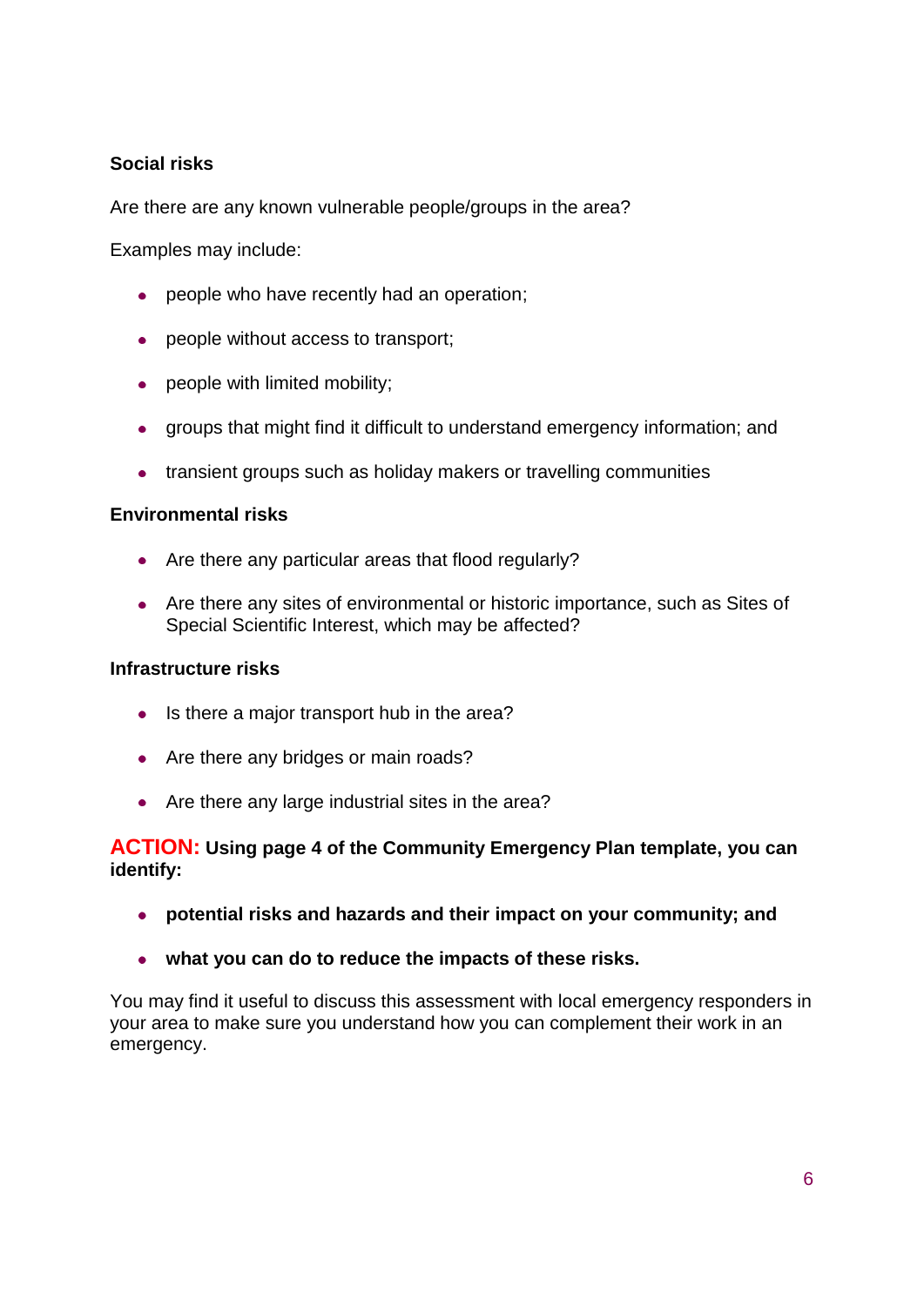**Social risks**

Are there are any known vulnerable people/groups in the area?

Examples may include:

- people who have recently had an operation;
- people without access to transport;
- people with limited mobility;
- groups that might find it difficult to understand emergency information; and
- transient groups such as holiday makers or travelling communities

**Environmental risks**

- Are there any particular areas that flood regularly?
- Are there any sites of environmental or historic importance, such as Sites of Special Scientific Interest, which may be affected?

**Infrastructure risks**

- Is there a major transport hub in the area?
- Are there any bridges or main roads?
- Are there any large industrial sites in the area?

**ACTION: Using page 4 of the Community Emergency Plan template, you can identify:**

- **potential risks and hazards and their impact on your community; and**
- **what you can do to reduce the impacts of these risks.**

You may find it useful to discuss this assessment with local emergency responders in your area to make sure you understand how you can complement their work in an emergency.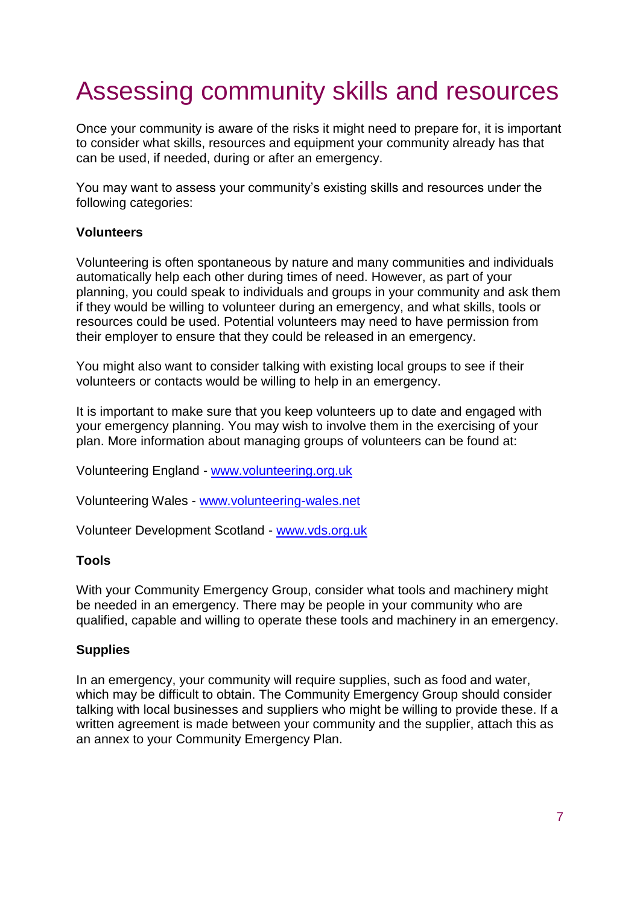# Assessing community skills and resources

Once your community is aware of the risks it might need to prepare for, it is important to consider what skills, resources and equipment your community already has that can be used, if needed, during or after an emergency.

You may want to assess your community's existing skills and resources under the following categories:

**Volunteers**

Volunteering is often spontaneous by nature and many communities and individuals automatically help each other during times of need. However, as part of your planning, you could speak to individuals and groups in your community and ask them if they would be willing to volunteer during an emergency, and what skills, tools or resources could be used. Potential volunteers may need to have permission from their employer to ensure that they could be released in an emergency.

You might also want to consider talking with existing local groups to see if their volunteers or contacts would be willing to help in an emergency.

It is important to make sure that you keep volunteers up to date and engaged with your emergency planning. You may wish to involve them in the exercising of your plan. More information about managing groups of volunteers can be found at:

Volunteering England - [www.volunteering.org.uk](http://www.volunteering.org.uk)

Volunteering Wales - [www.volunteering-wales.net](http://www.volunteering-wales.net)

Volunteer Development Scotland - [www.vds.org.uk](http://www.vds.org.uk)

**Tools**

With your Community Emergency Group, consider what tools and machinery might be needed in an emergency. There may be people in your community who are qualified, capable and willing to operate these tools and machinery in an emergency.

**Supplies**

In an emergency, your community will require supplies, such as food and water, which may be difficult to obtain. The Community Emergency Group should consider talking with local businesses and suppliers who might be willing to provide these. If a written agreement is made between your community and the supplier, attach this as an annex to your Community Emergency Plan.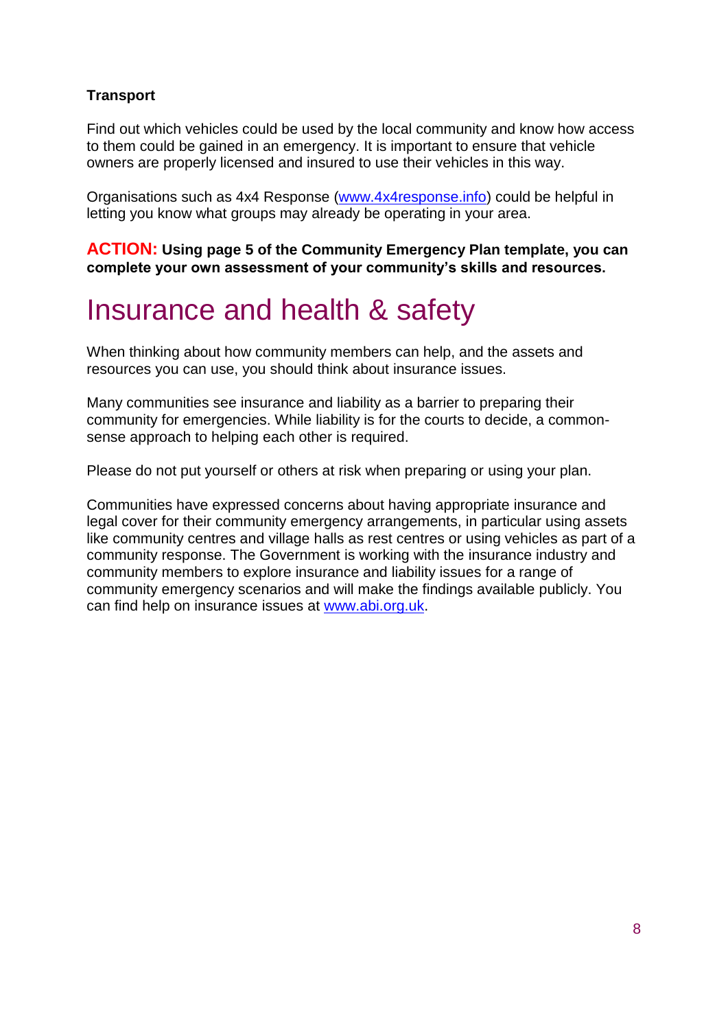**Transport**

Find out which vehicles could be used by the local community and know how access to them could be gained in an emergency. It is important to ensure that vehicle owners are properly licensed and insured to use their vehicles in this way.

Organisations such as 4x4 Response (www.4x4response.info) could be helpful in letting you know what groups may already be operating in your area.

**ACTION: Using page 5 of the Community Emergency Plan template, you can complete your own assessment of your community's skills and resources.**

# Insurance and health & safety

When thinking about how community members can help, and the assets and resources you can use, you should think about insurance issues.

Many communities see insurance and liability as a barrier to preparing their community for emergencies. While liability is for the courts to decide, a common-sense approach to helping each other is required.

Please do not put yourself or others at risk when preparing or using your plan.

Communities have expressed concerns about having appropriate insurance and legal cover for their community emergency arrangements, in particular using assets like community centres and village halls as rest centres or using vehicles as part of a community response. The Government is working with the insurance industry and community members to explore insurance and liability issues for a range of community emergency scenarios and will make the findings available publicly. You can find help on insurance issues at www.abi.org.uk.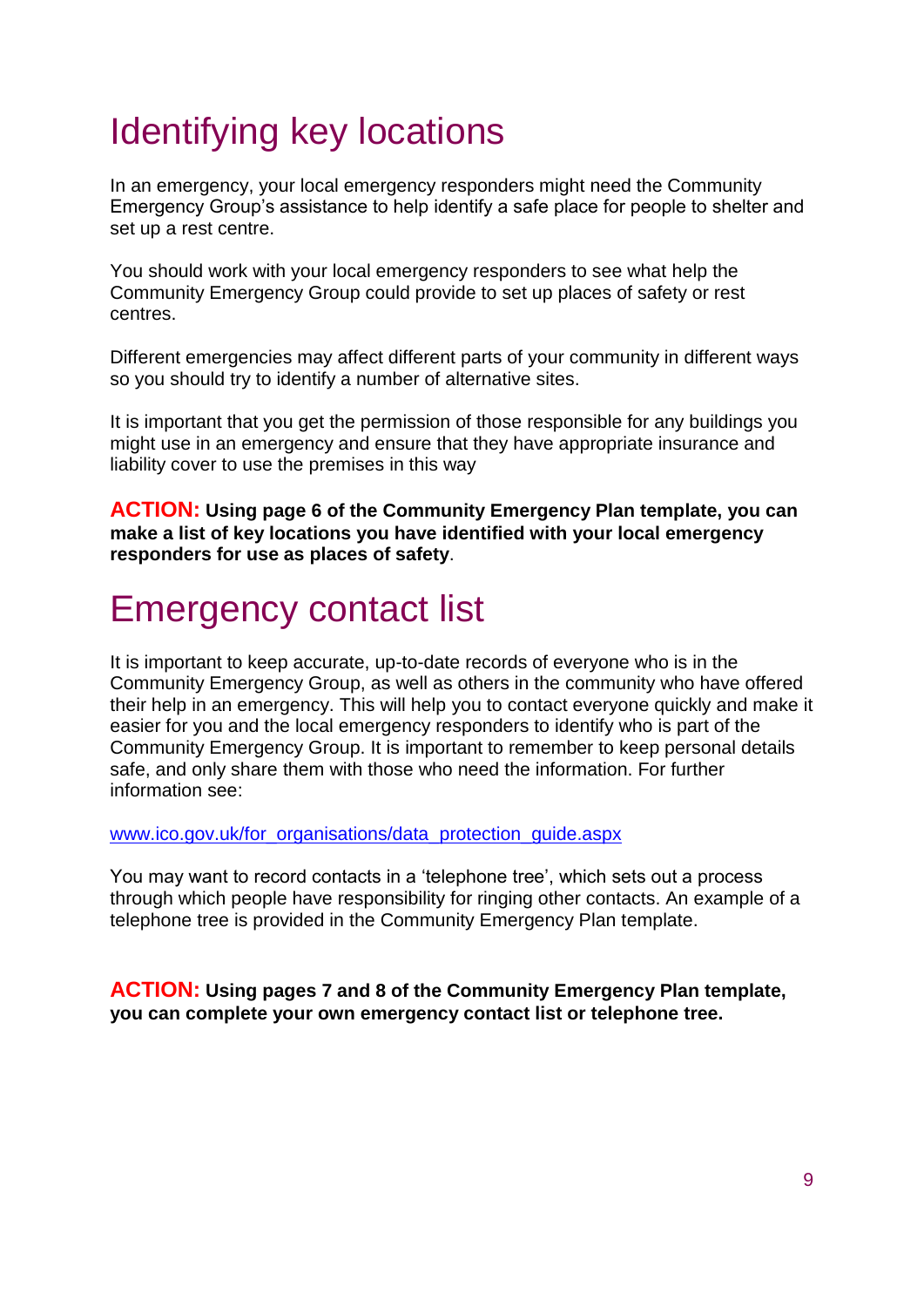# Identifying key locations

In an emergency, your local emergency responders might need the Community Emergency Group's assistance to help identify a safe place for people to shelter and set up a rest centre.

You should work with your local emergency responders to see what help the Community Emergency Group could provide to set up places of safety or rest centres.

Different emergencies may affect different parts of your community in different ways so you should try to identify a number of alternative sites.

It is important that you get the permission of those responsible for any buildings you might use in an emergency and ensure that they have appropriate insurance and liability cover to use the premises in this way

**ACTION: Using page 6 of the Community Emergency Plan template, you can make a list of key locations you have identified with your local emergency responders for use as places of safety**.

# Emergency contact list

It is important to keep accurate, up-to-date records of everyone who is in the Community Emergency Group, as well as others in the community who have offered their help in an emergency. This will help you to contact everyone quickly and make it easier for you and the local emergency responders to identify who is part of the Community Emergency Group. It is important to remember to keep personal details safe, and only share them with those who need the information. For further information see:

www.ico.gov.uk/for_organisations/data_protection_guide.aspx

You may want to record contacts in a 'telephone tree', which sets out a process through which people have responsibility for ringing other contacts. An example of a telephone tree is provided in the Community Emergency Plan template.

**ACTION: Using pages 7 and 8 of the Community Emergency Plan template, you can complete your own emergency contact list or telephone tree.**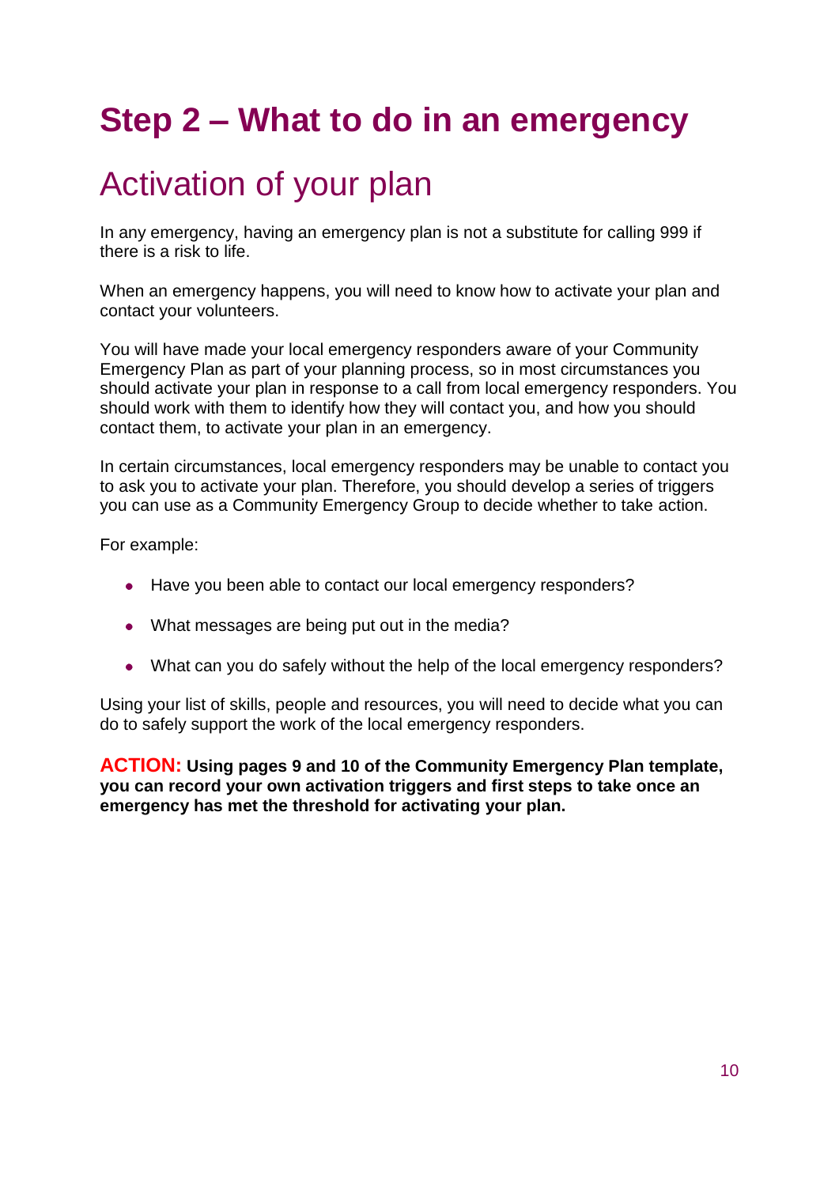# Step 2 – What to do in an emergency

## Activation of your plan

In any emergency, having an emergency plan is not a substitute for calling 999 if there is a risk to life.

When an emergency happens, you will need to know how to activate your plan and contact your volunteers.

You will have made your local emergency responders aware of your Community Emergency Plan as part of your planning process, so in most circumstances you should activate your plan in response to a call from local emergency responders. You should work with them to identify how they will contact you, and how you should contact them, to activate your plan in an emergency.

In certain circumstances, local emergency responders may be unable to contact you to ask you to activate your plan. Therefore, you should develop a series of triggers you can use as a Community Emergency Group to decide whether to take action.

For example:

- Have you been able to contact our local emergency responders?
- What messages are being put out in the media?
- What can you do safely without the help of the local emergency responders?

Using your list of skills, people and resources, you will need to decide what you can do to safely support the work of the local emergency responders.

**ACTION: Using pages 9 and 10 of the Community Emergency Plan template, you can record your own activation triggers and first steps to take once an emergency has met the threshold for activating your plan.**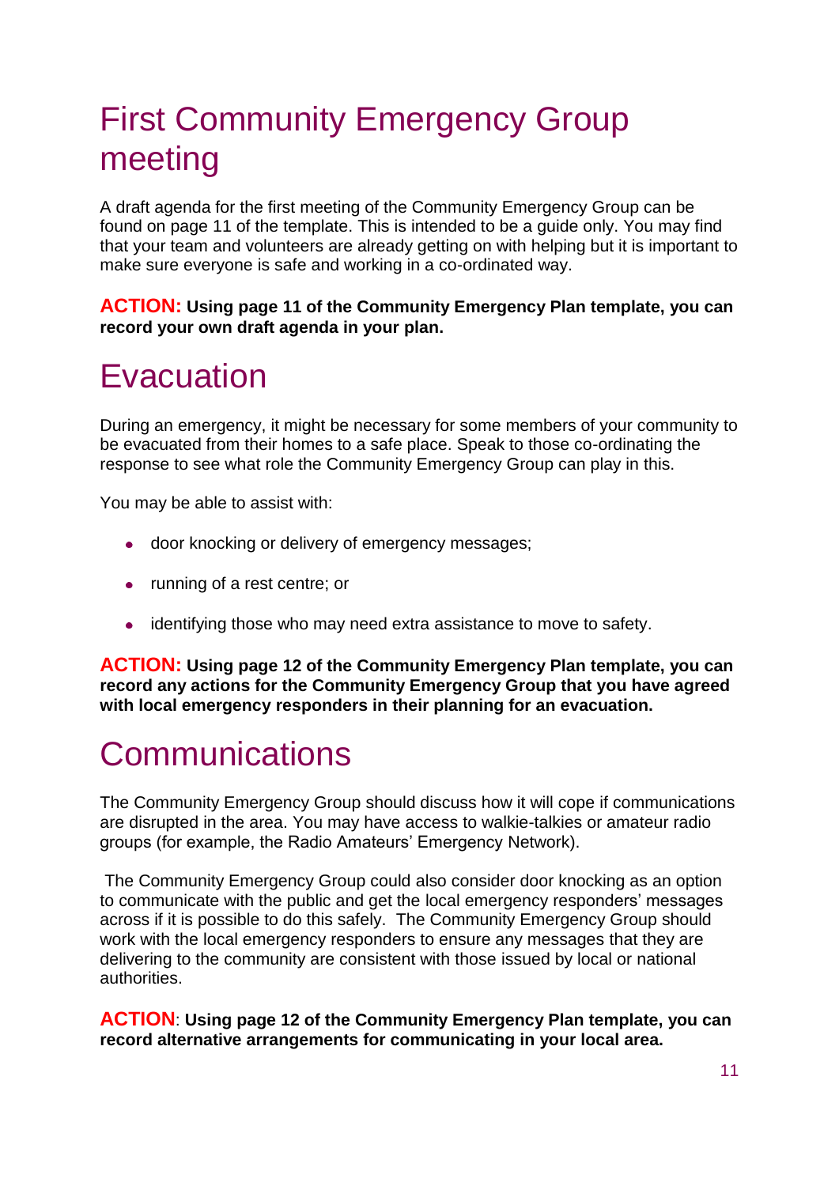# First Community Emergency Group meeting

A draft agenda for the first meeting of the Community Emergency Group can be found on page 11 of the template. This is intended to be a guide only. You may find that your team and volunteers are already getting on with helping but it is important to make sure everyone is safe and working in a co-ordinated way.

**ACTION: Using page 11 of the Community Emergency Plan template, you can record your own draft agenda in your plan.**

# Evacuation

During an emergency, it might be necessary for some members of your community to be evacuated from their homes to a safe place. Speak to those co-ordinating the response to see what role the Community Emergency Group can play in this.

You may be able to assist with:

- door knocking or delivery of emergency messages;
- running of a rest centre; or
- identifying those who may need extra assistance to move to safety.

**ACTION: Using page 12 of the Community Emergency Plan template, you can record any actions for the Community Emergency Group that you have agreed with local emergency responders in their planning for an evacuation.**

# Communications

The Community Emergency Group should discuss how it will cope if communications are disrupted in the area. You may have access to walkie-talkies or amateur radio groups (for example, the Radio Amateurs' Emergency Network).

The Community Emergency Group could also consider door knocking as an option to communicate with the public and get the local emergency responders' messages across if it is possible to do this safely. The Community Emergency Group should work with the local emergency responders to ensure any messages that they are delivering to the community are consistent with those issued by local or national authorities.

**ACTION: Using page 12 of the Community Emergency Plan template, you can record alternative arrangements for communicating in your local area.**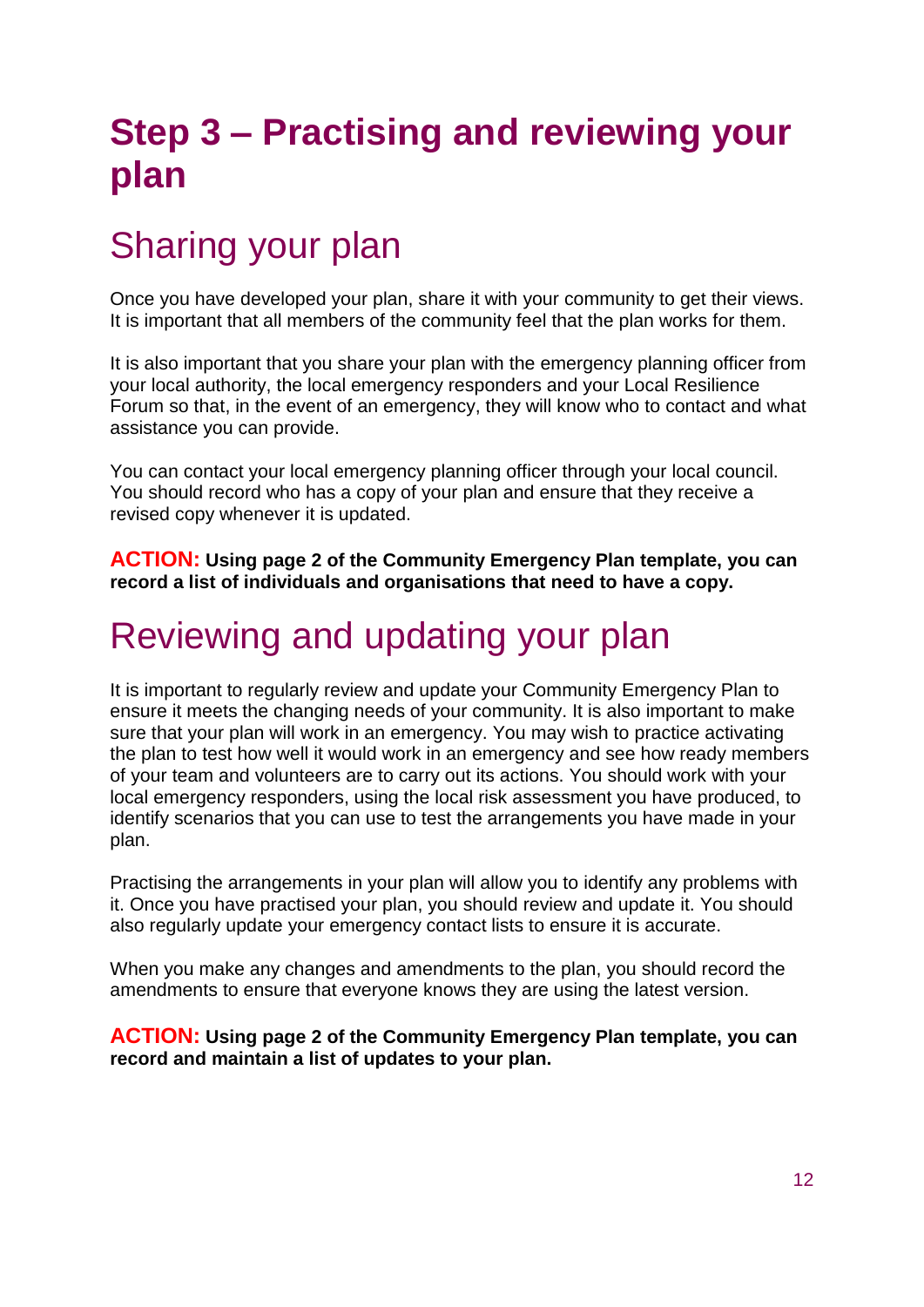# Step 3 – Practising and reviewing your plan

## Sharing your plan

Once you have developed your plan, share it with your community to get their views. It is important that all members of the community feel that the plan works for them.

It is also important that you share your plan with the emergency planning officer from your local authority, the local emergency responders and your Local Resilience Forum so that, in the event of an emergency, they will know who to contact and what assistance you can provide.

You can contact your local emergency planning officer through your local council. You should record who has a copy of your plan and ensure that they receive a revised copy whenever it is updated.

**ACTION: Using page 2 of the Community Emergency Plan template, you can record a list of individuals and organisations that need to have a copy.**

## Reviewing and updating your plan

It is important to regularly review and update your Community Emergency Plan to ensure it meets the changing needs of your community. It is also important to make sure that your plan will work in an emergency. You may wish to practice activating the plan to test how well it would work in an emergency and see how ready members of your team and volunteers are to carry out its actions. You should work with your local emergency responders, using the local risk assessment you have produced, to identify scenarios that you can use to test the arrangements you have made in your plan.

Practising the arrangements in your plan will allow you to identify any problems with it. Once you have practised your plan, you should review and update it. You should also regularly update your emergency contact lists to ensure it is accurate.

When you make any changes and amendments to the plan, you should record the amendments to ensure that everyone knows they are using the latest version.

**ACTION: Using page 2 of the Community Emergency Plan template, you can record and maintain a list of updates to your plan.**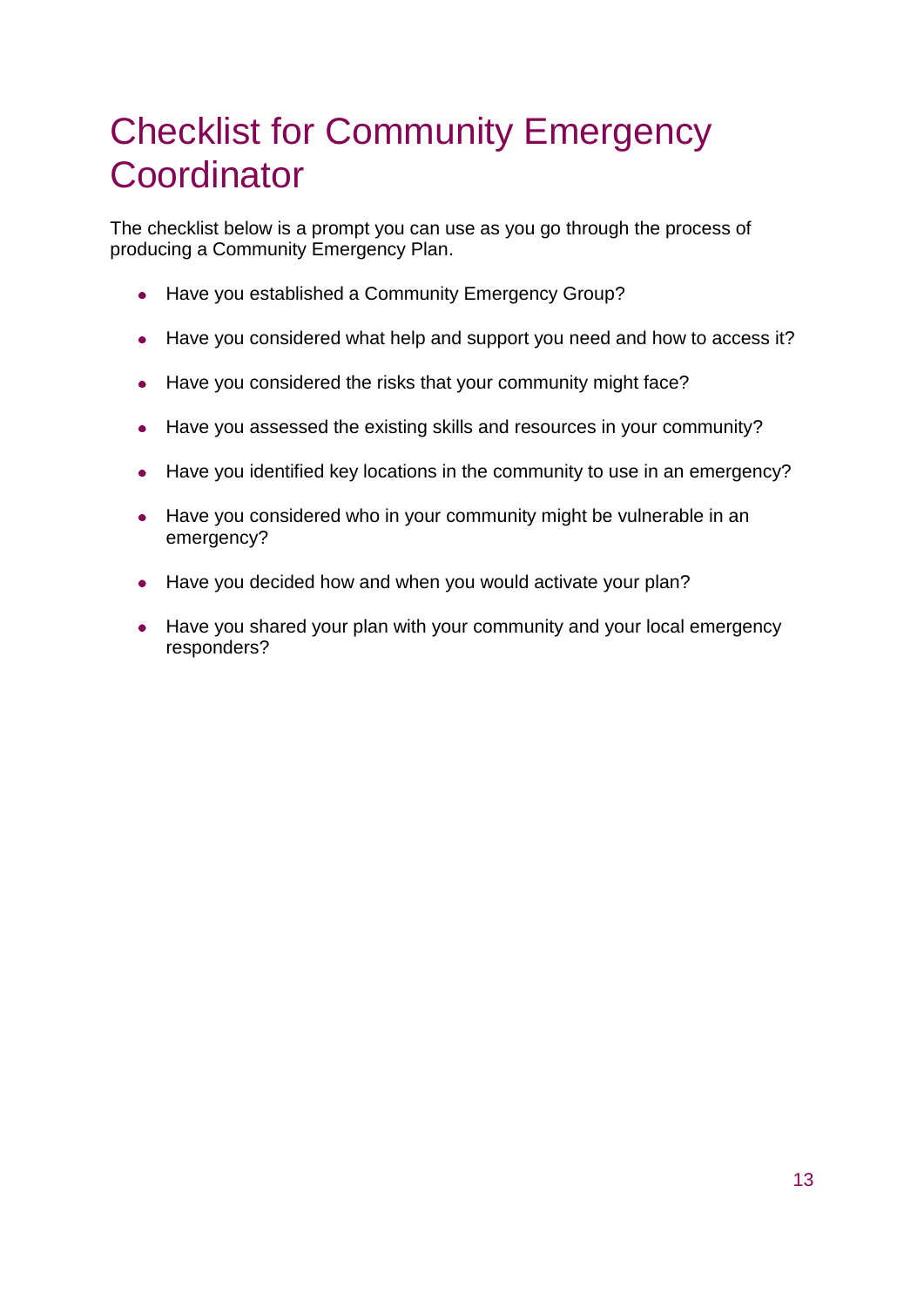# Checklist for Community Emergency Coordinator

The checklist below is a prompt you can use as you go through the process of producing a Community Emergency Plan.

- Have you established a Community Emergency Group?
- Have you considered what help and support you need and how to access it?
- Have you considered the risks that your community might face?
- Have you assessed the existing skills and resources in your community?
- Have you identified key locations in the community to use in an emergency?
- Have you considered who in your community might be vulnerable in an emergency?
- Have you decided how and when you would activate your plan?
- Have you shared your plan with your community and your local emergency responders?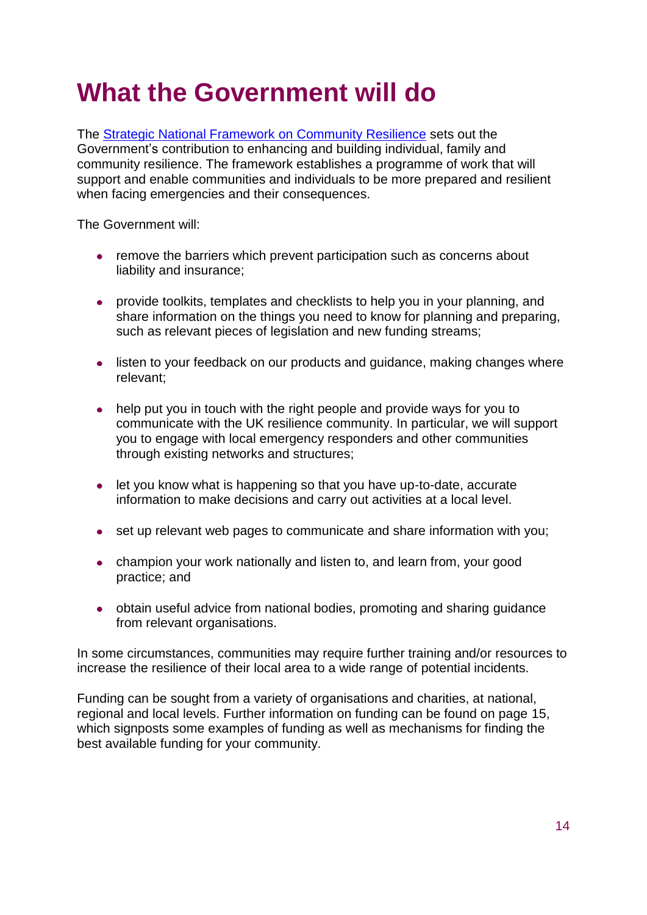# What the Government will do

The [Strategic National Framework on Community Resilience](#) sets out the Government's contribution to enhancing and building individual, family and community resilience. The framework establishes a programme of work that will support and enable communities and individuals to be more prepared and resilient when facing emergencies and their consequences.

The Government will:

- remove the barriers which prevent participation such as concerns about liability and insurance;
- provide toolkits, templates and checklists to help you in your planning, and share information on the things you need to know for planning and preparing, such as relevant pieces of legislation and new funding streams;
- listen to your feedback on our products and guidance, making changes where relevant;
- help put you in touch with the right people and provide ways for you to communicate with the UK resilience community. In particular, we will support you to engage with local emergency responders and other communities through existing networks and structures;
- let you know what is happening so that you have up-to-date, accurate information to make decisions and carry out activities at a local level.
- set up relevant web pages to communicate and share information with you;
- champion your work nationally and listen to, and learn from, your good practice; and
- obtain useful advice from national bodies, promoting and sharing guidance from relevant organisations.

In some circumstances, communities may require further training and/or resources to increase the resilience of their local area to a wide range of potential incidents.

Funding can be sought from a variety of organisations and charities, at national, regional and local levels. Further information on funding can be found on page 15, which signposts some examples of funding as well as mechanisms for finding the best available funding for your community.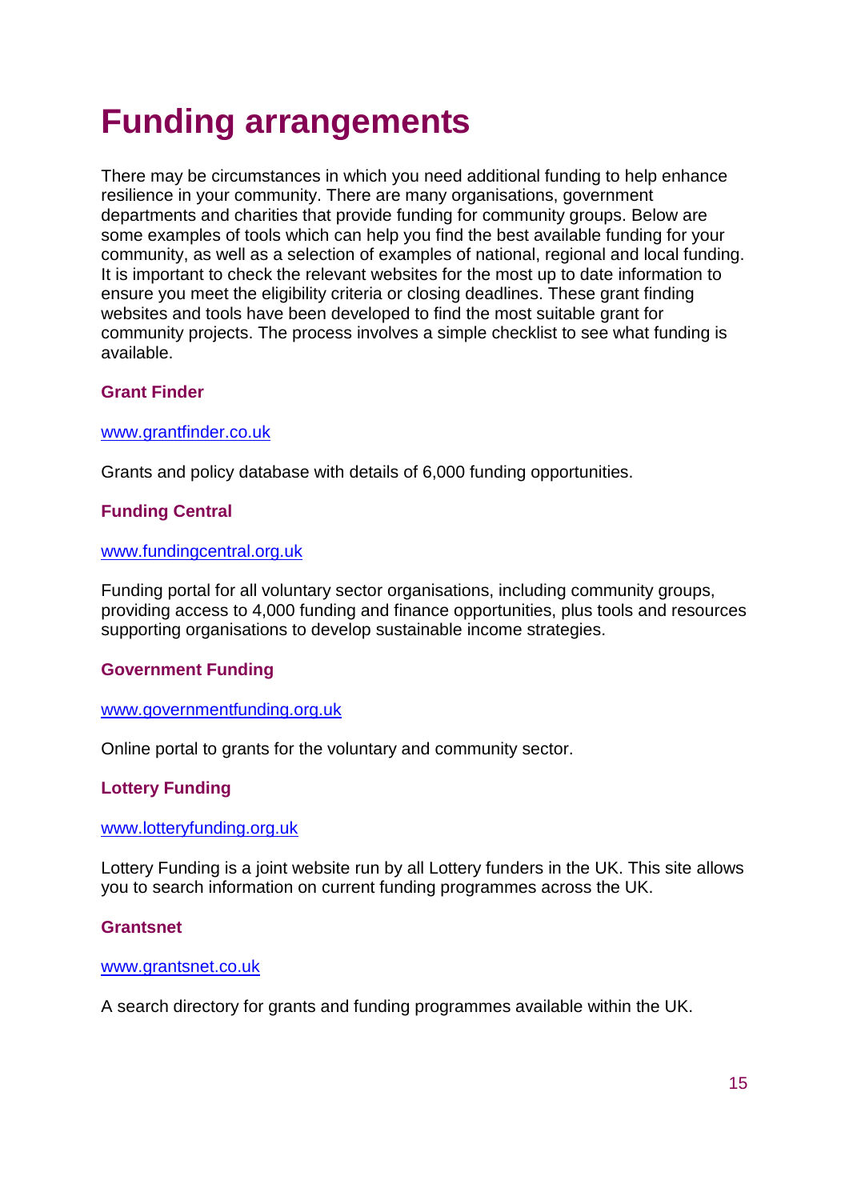# Funding arrangements

There may be circumstances in which you need additional funding to help enhance resilience in your community. There are many organisations, government departments and charities that provide funding for community groups. Below are some examples of tools which can help you find the best available funding for your community, as well as a selection of examples of national, regional and local funding. It is important to check the relevant websites for the most up to date information to ensure you meet the eligibility criteria or closing deadlines. These grant finding websites and tools have been developed to find the most suitable grant for community projects. The process involves a simple checklist to see what funding is available.

### Grant Finder

[www.grantfinder.co.uk](http://www.grantfinder.co.uk)

Grants and policy database with details of 6,000 funding opportunities.

### Funding Central

[www.fundingcentral.org.uk](http://www.fundingcentral.org.uk)

Funding portal for all voluntary sector organisations, including community groups, providing access to 4,000 funding and finance opportunities, plus tools and resources supporting organisations to develop sustainable income strategies.

### Government Funding

[www.governmentfunding.org.uk](http://www.governmentfunding.org.uk)

Online portal to grants for the voluntary and community sector.

### Lottery Funding

[www.lotteryfunding.org.uk](http://www.lotteryfunding.org.uk)

Lottery Funding is a joint website run by all Lottery funders in the UK. This site allows you to search information on current funding programmes across the UK.

### Grantsnet

[www.grantsnet.co.uk](http://www.grantsnet.co.uk)

A search directory for grants and funding programmes available within the UK.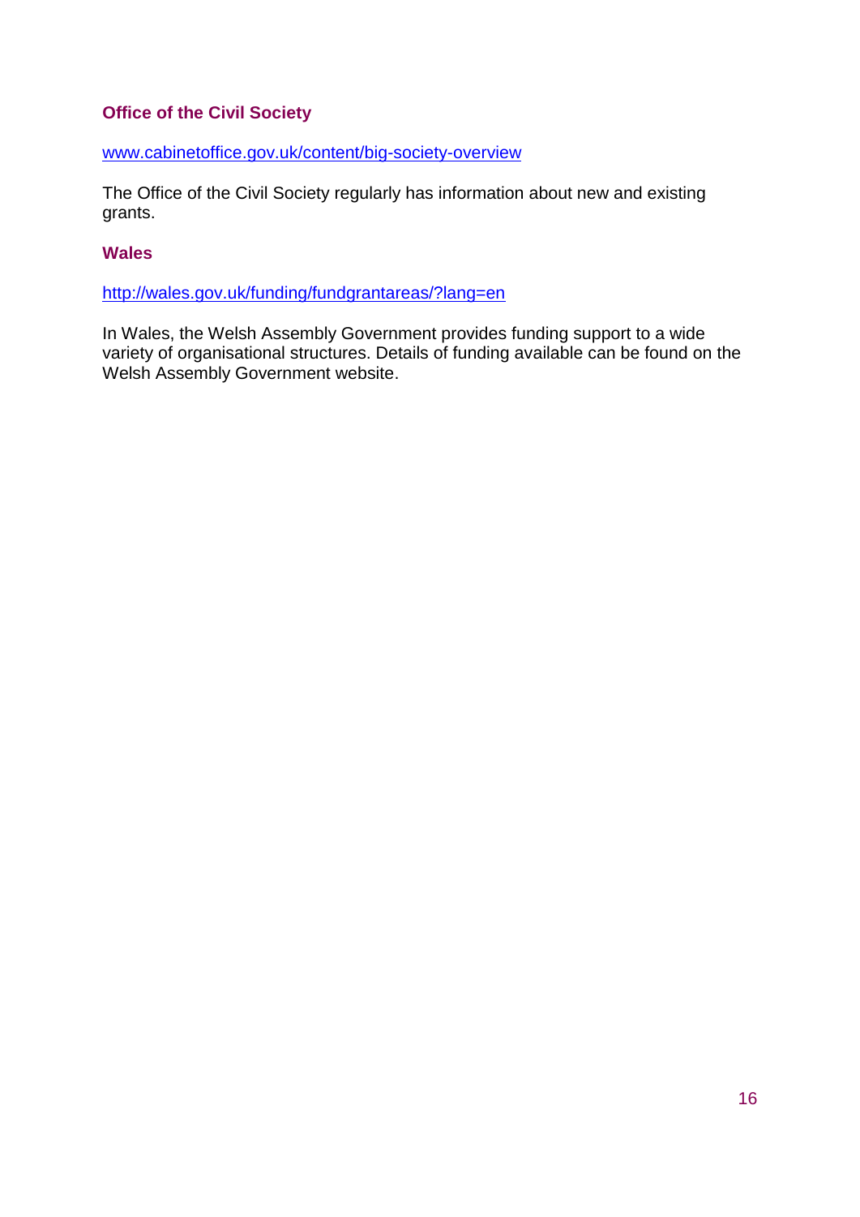### Office of the Civil Society

www.cabinetoffice.gov.uk/content/big-society-overview

The Office of the Civil Society regularly has information about new and existing grants.

### Wales

http://wales.gov.uk/funding/fundgrantareas/?lang=en

In Wales, the Welsh Assembly Government provides funding support to a wide variety of organisational structures. Details of funding available can be found on the Welsh Assembly Government website.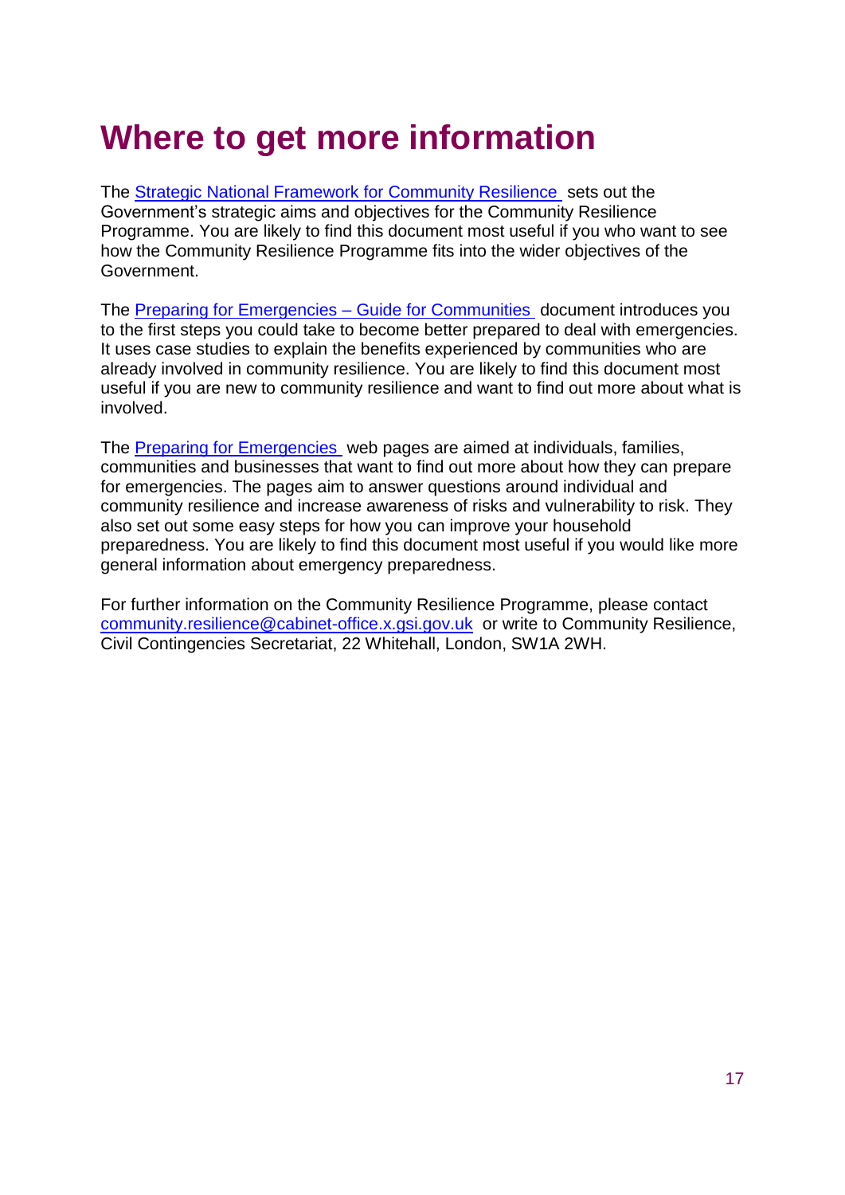# Where to get more information

The Strategic National Framework for Community Resilience sets out the Government's strategic aims and objectives for the Community Resilience Programme. You are likely to find this document most useful if you who want to see how the Community Resilience Programme fits into the wider objectives of the Government.

The Preparing for Emergencies – Guide for Communities document introduces you to the first steps you could take to become better prepared to deal with emergencies. It uses case studies to explain the benefits experienced by communities who are already involved in community resilience. You are likely to find this document most useful if you are new to community resilience and want to find out more about what is involved.

The Preparing for Emergencies web pages are aimed at individuals, families, communities and businesses that want to find out more about how they can prepare for emergencies. The pages aim to answer questions around individual and community resilience and increase awareness of risks and vulnerability to risk. They also set out some easy steps for how you can improve your household preparedness. You are likely to find this document most useful if you would like more general information about emergency preparedness.

For further information on the Community Resilience Programme, please contact community.resilience@cabinet-office.x.gsi.gov.uk or write to Community Resilience, Civil Contingencies Secretariat, 22 Whitehall, London, SW1A 2WH.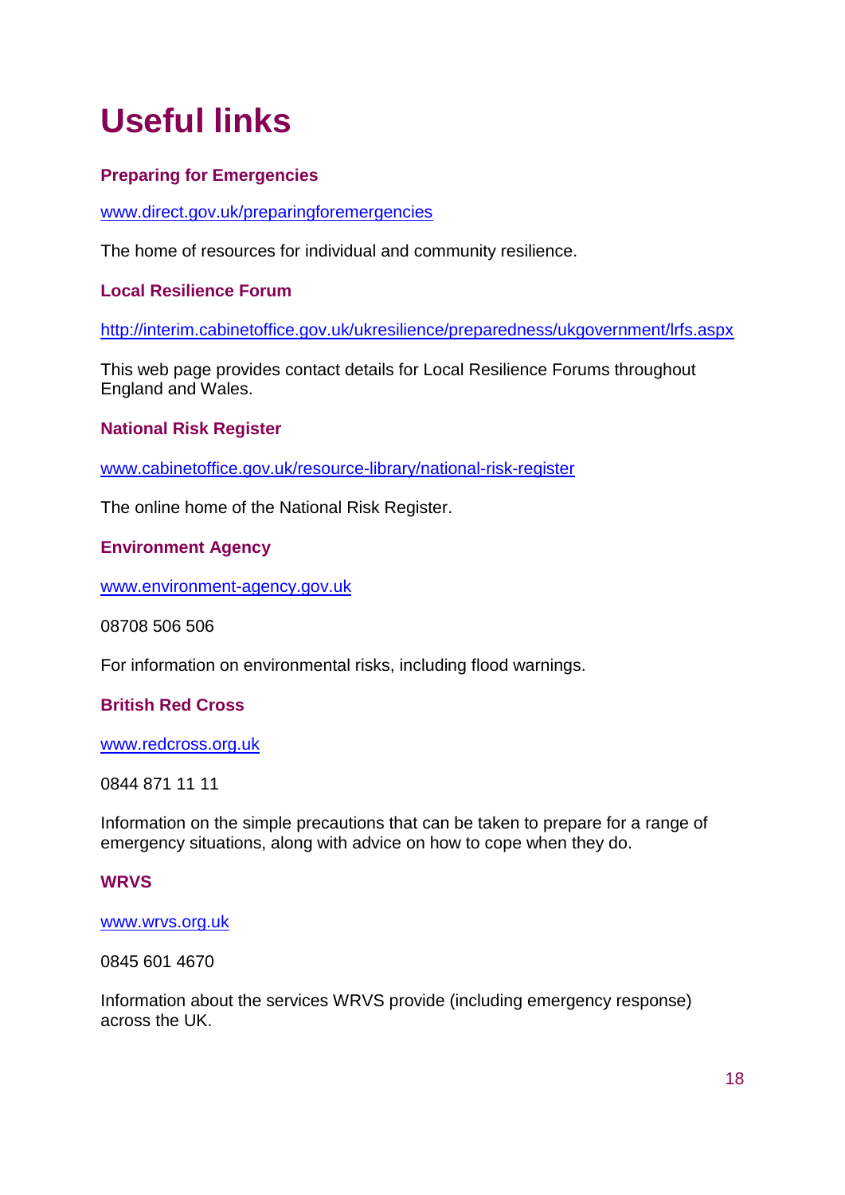# Useful links

### Preparing for Emergencies

www.direct.gov.uk/preparingforemergencies

The home of resources for individual and community resilience.

### Local Resilience Forum

http://interim.cabinetoffice.gov.uk/ukresilience/preparedness/ukgovernment/lrfs.aspx

This web page provides contact details for Local Resilience Forums throughout England and Wales.

### National Risk Register

www.cabinetoffice.gov.uk/resource-library/national-risk-register

The online home of the National Risk Register.

### Environment Agency

www.environment-agency.gov.uk

08708 506 506

For information on environmental risks, including flood warnings.

### British Red Cross

www.redcross.org.uk

0844 871 11 11

Information on the simple precautions that can be taken to prepare for a range of emergency situations, along with advice on how to cope when they do.

### WRVS

www.wrvs.org.uk

0845 601 4670

Information about the services WRVS provide (including emergency response) across the UK.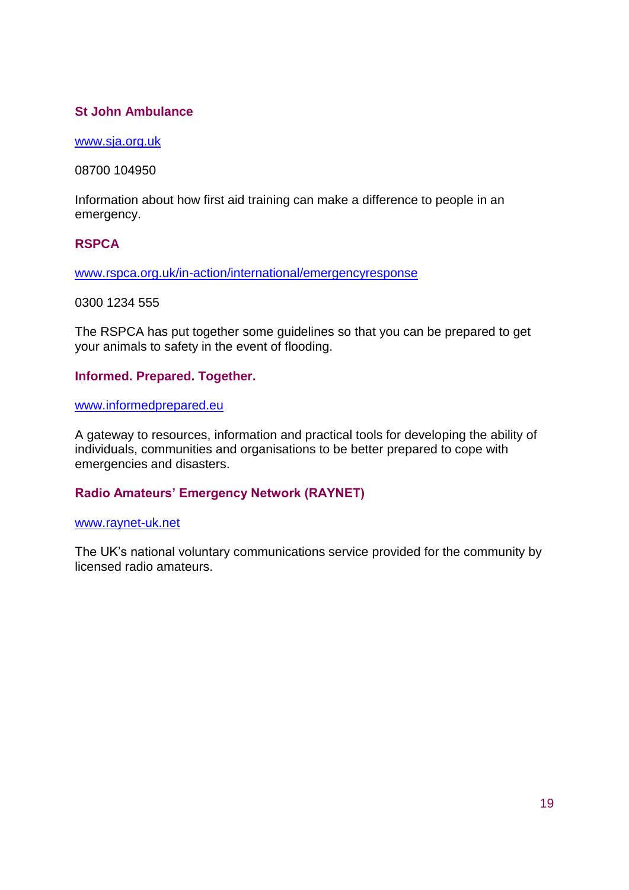### St John Ambulance

www.sja.org.uk

08700 104950

Information about how first aid training can make a difference to people in an emergency.

### RSPCA

www.rspca.org.uk/in-action/international/emergencyresponse

0300 1234 555

The RSPCA has put together some guidelines so that you can be prepared to get your animals to safety in the event of flooding.

### Informed. Prepared. Together.

www.informedprepared.eu

A gateway to resources, information and practical tools for developing the ability of individuals, communities and organisations to be better prepared to cope with emergencies and disasters.

### Radio Amateurs' Emergency Network (RAYNET)

www.raynet-uk.net

The UK's national voluntary communications service provided for the community by licensed radio amateurs.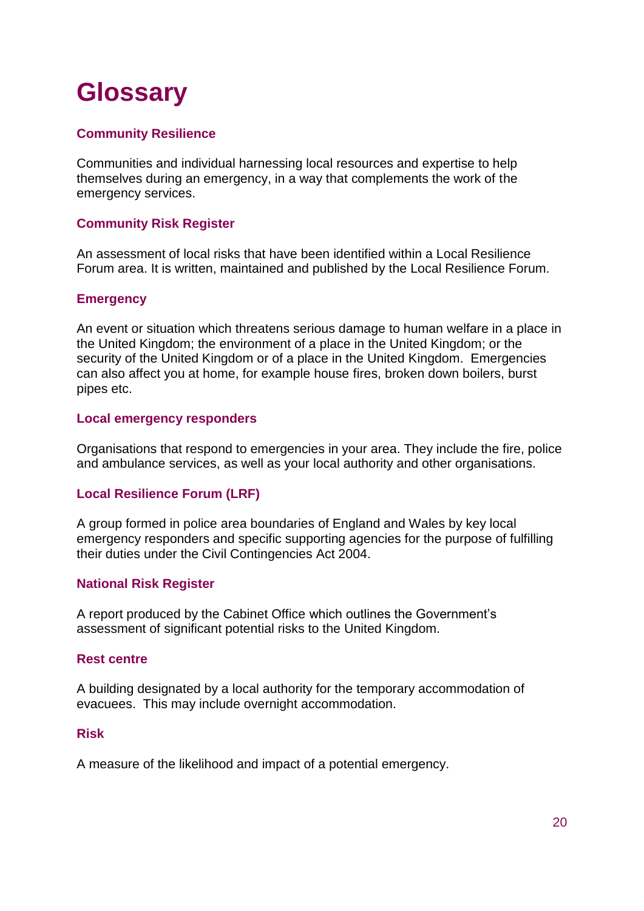# Glossary

### Community Resilience

Communities and individual harnessing local resources and expertise to help themselves during an emergency, in a way that complements the work of the emergency services.

### Community Risk Register

An assessment of local risks that have been identified within a Local Resilience Forum area. It is written, maintained and published by the Local Resilience Forum.

### Emergency

An event or situation which threatens serious damage to human welfare in a place in the United Kingdom; the environment of a place in the United Kingdom; or the security of the United Kingdom or of a place in the United Kingdom. Emergencies can also affect you at home, for example house fires, broken down boilers, burst pipes etc.

### Local emergency responders

Organisations that respond to emergencies in your area. They include the fire, police and ambulance services, as well as your local authority and other organisations.

### Local Resilience Forum (LRF)

A group formed in police area boundaries of England and Wales by key local emergency responders and specific supporting agencies for the purpose of fulfilling their duties under the Civil Contingencies Act 2004.

### National Risk Register

A report produced by the Cabinet Office which outlines the Government's assessment of significant potential risks to the United Kingdom.

### Rest centre

A building designated by a local authority for the temporary accommodation of evacuees. This may include overnight accommodation.

### Risk

A measure of the likelihood and impact of a potential emergency.